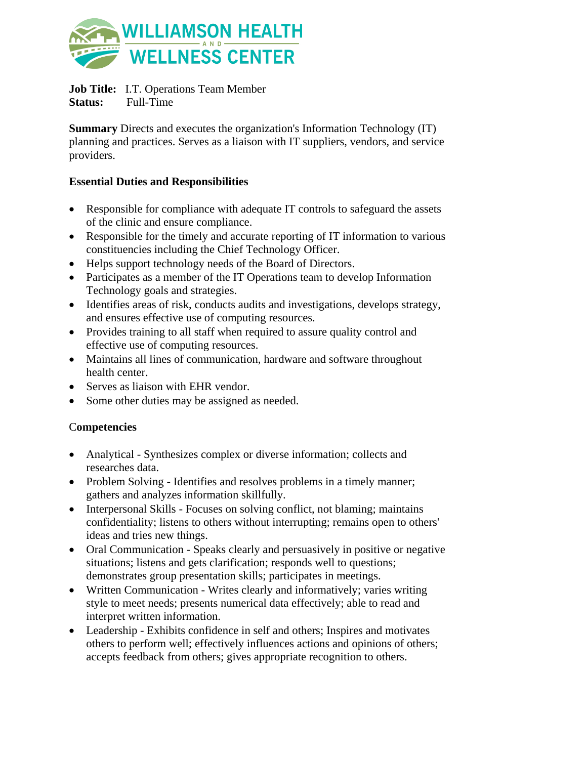WILLIAMSON HEALTH AND WELLNESS CENTER

**Job Title:** I.T. Operations Team Member
**Status:** Full-Time

**Summary** Directs and executes the organization's Information Technology (IT) planning and practices. Serves as a liaison with IT suppliers, vendors, and service providers.

**Essential Duties and Responsibilities**

- Responsible for compliance with adequate IT controls to safeguard the assets of the clinic and ensure compliance.
- Responsible for the timely and accurate reporting of IT information to various constituencies including the Chief Technology Officer.
- Helps support technology needs of the Board of Directors.
- Participates as a member of the IT Operations team to develop Information Technology goals and strategies.
- Identifies areas of risk, conducts audits and investigations, develops strategy, and ensures effective use of computing resources.
- Provides training to all staff when required to assure quality control and effective use of computing resources.
- Maintains all lines of communication, hardware and software throughout health center.
- Serves as liaison with EHR vendor.
- Some other duties may be assigned as needed.

**Competencies**

- Analytical - Synthesizes complex or diverse information; collects and researches data.
- Problem Solving - Identifies and resolves problems in a timely manner; gathers and analyzes information skillfully.
- Interpersonal Skills - Focuses on solving conflict, not blaming; maintains confidentiality; listens to others without interrupting; remains open to others' ideas and tries new things.
- Oral Communication - Speaks clearly and persuasively in positive or negative situations; listens and gets clarification; responds well to questions; demonstrates group presentation skills; participates in meetings.
- Written Communication - Writes clearly and informatively; varies writing style to meet needs; presents numerical data effectively; able to read and interpret written information.
- Leadership - Exhibits confidence in self and others; Inspires and motivates others to perform well; effectively influences actions and opinions of others; accepts feedback from others; gives appropriate recognition to others.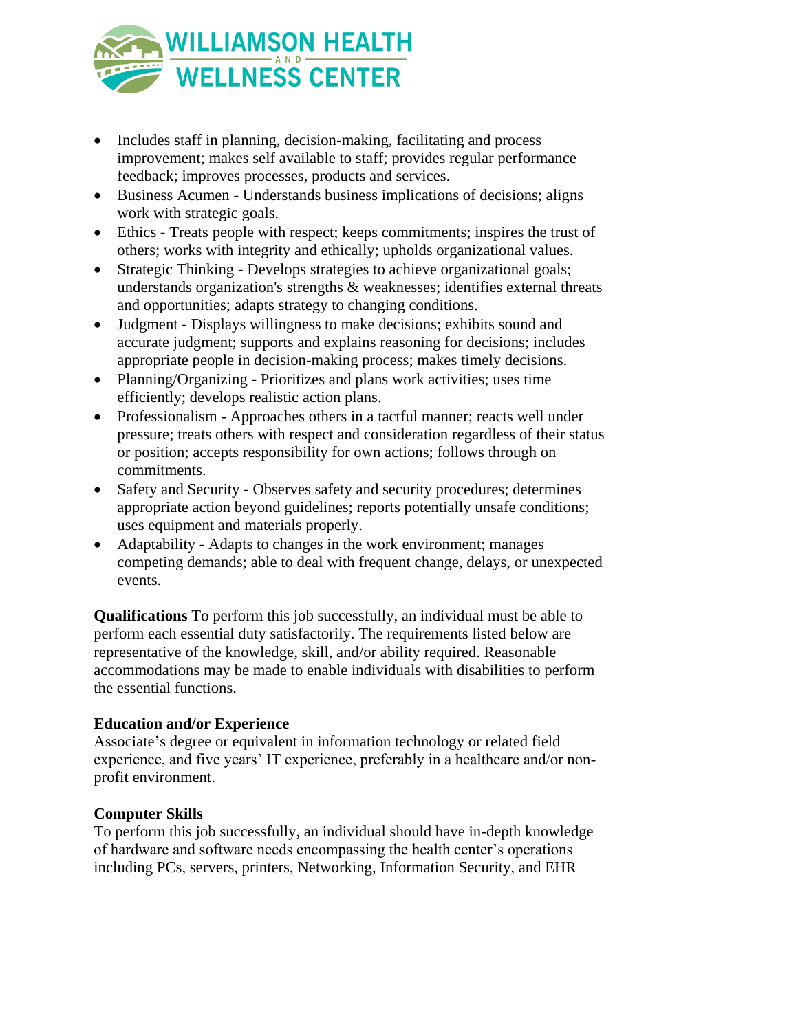- Includes staff in planning, decision-making, facilitating and process improvement; makes self available to staff; provides regular performance feedback; improves processes, products and services.
- Business Acumen - Understands business implications of decisions; aligns work with strategic goals.
- Ethics - Treats people with respect; keeps commitments; inspires the trust of others; works with integrity and ethically; upholds organizational values.
- Strategic Thinking - Develops strategies to achieve organizational goals; understands organization's strengths & weaknesses; identifies external threats and opportunities; adapts strategy to changing conditions.
- Judgment - Displays willingness to make decisions; exhibits sound and accurate judgment; supports and explains reasoning for decisions; includes appropriate people in decision-making process; makes timely decisions.
- Planning/Organizing - Prioritizes and plans work activities; uses time efficiently; develops realistic action plans.
- Professionalism - Approaches others in a tactful manner; reacts well under pressure; treats others with respect and consideration regardless of their status or position; accepts responsibility for own actions; follows through on commitments.
- Safety and Security - Observes safety and security procedures; determines appropriate action beyond guidelines; reports potentially unsafe conditions; uses equipment and materials properly.
- Adaptability - Adapts to changes in the work environment; manages competing demands; able to deal with frequent change, delays, or unexpected events.

**Qualifications** To perform this job successfully, an individual must be able to perform each essential duty satisfactorily. The requirements listed below are representative of the knowledge, skill, and/or ability required. Reasonable accommodations may be made to enable individuals with disabilities to perform the essential functions.

**Education and/or Experience**
Associate's degree or equivalent in information technology or related field experience, and five years' IT experience, preferably in a healthcare and/or non-profit environment.

**Computer Skills**
To perform this job successfully, an individual should have in-depth knowledge of hardware and software needs encompassing the health center's operations including PCs, servers, printers, Networking, Information Security, and EHR